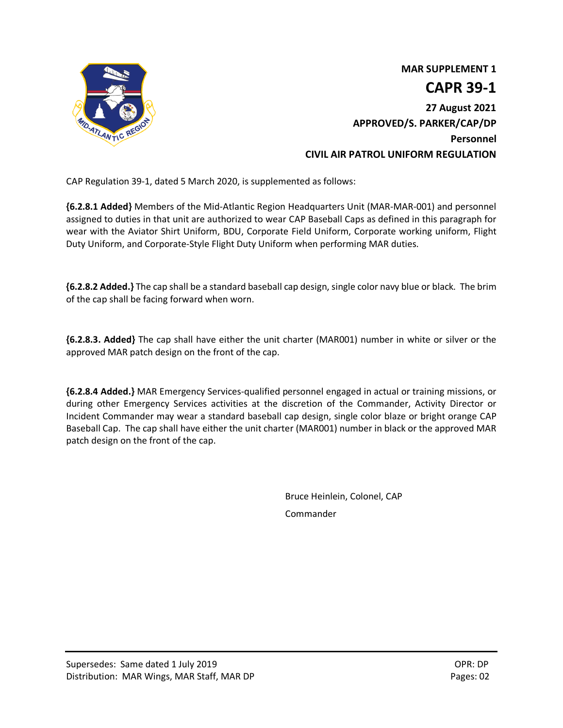**MAR SUPPLEMENT 1**

# CAPR 39-1

**27 August 2021**

**APPROVED/S. PARKER/CAP/DP**

**Personnel**

**CIVIL AIR PATROL UNIFORM REGULATION**

CAP Regulation 39-1, dated 5 March 2020, is supplemented as follows:

**{6.2.8.1 Added}** Members of the Mid-Atlantic Region Headquarters Unit (MAR-MAR-001) and personnel assigned to duties in that unit are authorized to wear CAP Baseball Caps as defined in this paragraph for wear with the Aviator Shirt Uniform, BDU, Corporate Field Uniform, Corporate working uniform, Flight Duty Uniform, and Corporate-Style Flight Duty Uniform when performing MAR duties.

**{6.2.8.2 Added.}** The cap shall be a standard baseball cap design, single color navy blue or black. The brim of the cap shall be facing forward when worn.

**{6.2.8.3. Added}** The cap shall have either the unit charter (MAR001) number in white or silver or the approved MAR patch design on the front of the cap.

**{6.2.8.4 Added.}** MAR Emergency Services-qualified personnel engaged in actual or training missions, or during other Emergency Services activities at the discretion of the Commander, Activity Director or Incident Commander may wear a standard baseball cap design, single color blaze or bright orange CAP Baseball Cap. The cap shall have either the unit charter (MAR001) number in black or the approved MAR patch design on the front of the cap.

Bruce Heinlein, Colonel, CAP

Commander

Supersedes: Same dated 1 July 2019
Distribution: MAR Wings, MAR Staff, MAR DP

OPR: DP
Pages: 02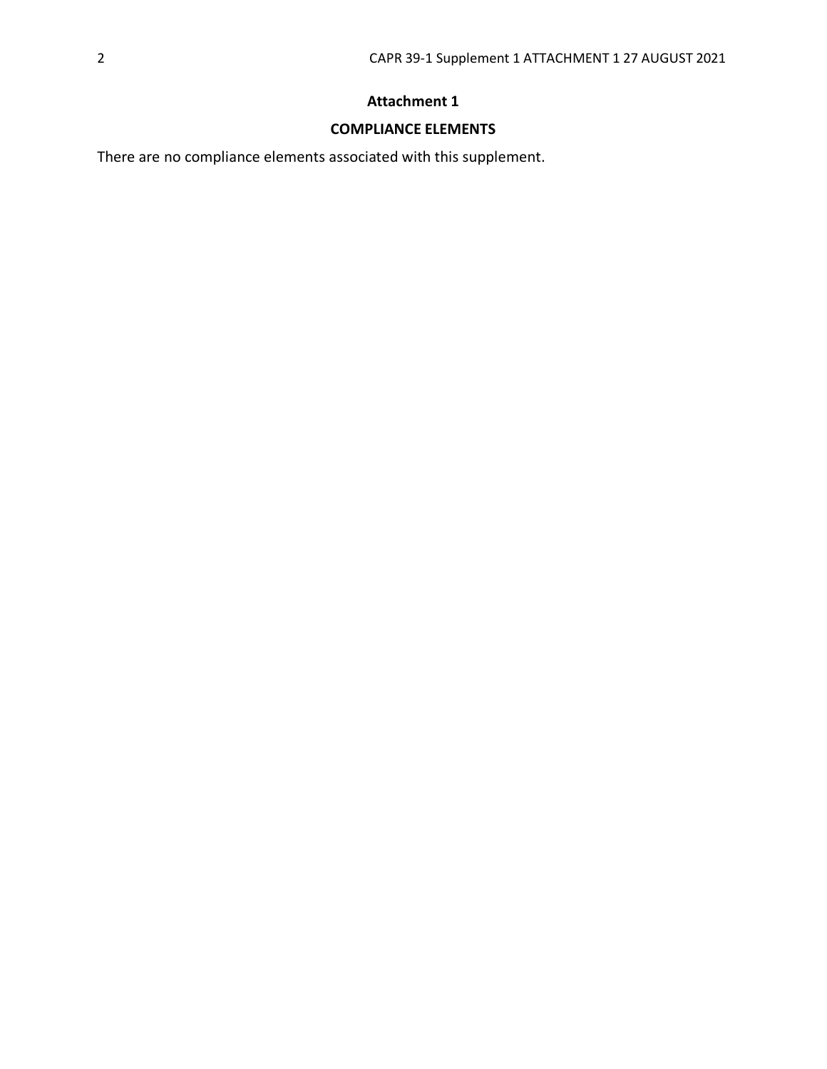# Attachment 1

## COMPLIANCE ELEMENTS

There are no compliance elements associated with this supplement.